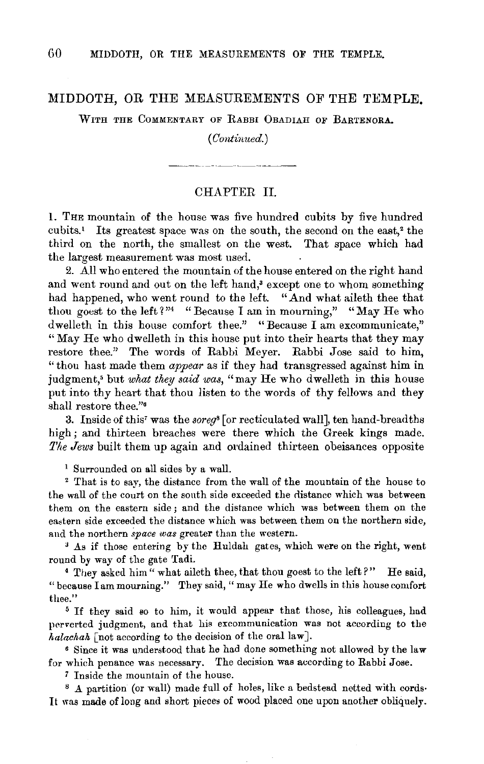# MIDDOTH, OR THE MEASUREMENTS OF THE TEMPLE.

WITH THE COMMENTARY OF RABBI OBADIAH OF BARTENORA.

*(Continued.)*

## CHAPTER II.

1. THE mountain of the house was five hundred cubits by five hundred cubits.[1] Its greatest space was on the south, the second on the east,[2] the third on the north, the smallest on the west. That space which had the largest measurement was most used.

2. All who entered the mountain of the house entered on the right hand and went round and out on the left hand,[3] except one to whom something had happened, who went round to the left. "And what aileth thee that thou goest to the left?"[4] "Because I am in mourning," "May He who dwelleth in this house comfort thee." "Because I am excommunicate," "May He who dwelleth in this house put into their hearts that they may restore thee." The words of Rabbi Meyer. Rabbi Jose said to him, "thou hast made them *appear* as if they had transgressed against him in judgment,[5] but *what they said was*, "may He who dwelleth in this house put into thy heart that thou listen to the words of thy fellows and they shall restore thee."[6]

3. Inside of this[7] was the *soreg*[8] [or recticulated wall], ten hand-breadths high; and thirteen breaches were there which the Greek kings made. *The Jews* built them up again and ordained thirteen obeisances opposite

---

[1] Surrounded on all sides by a wall.

[2] That is to say, the distance from the wall of the mountain of the house to the wall of the court on the south side exceeded the distance which was between them on the eastern side; and the distance which was between them on the eastern side exceeded the distance which was between them on the northern side, and the northern *space was* greater than the western.

[3] As if those entering by the Huldah gates, which were on the right, went round by way of the gate Tadi.

[4] They asked him "what aileth thee, that thou goest to the left?" He said, "because I am mourning." They said, "may He who dwells in this house comfort thee."

[5] If they said so to him, it would appear that those, his colleagues, had perverted judgment, and that his excommunication was not according to the *halachah* [not according to the decision of the oral law].

[6] Since it was understood that he had done something not allowed by the law for which penance was necessary. The decision was according to Rabbi Jose.

[7] Inside the mountain of the house.

[8] A partition (or wall) made full of holes, like a bedstead netted with cords. It was made of long and short pieces of wood placed one upon another obliquely.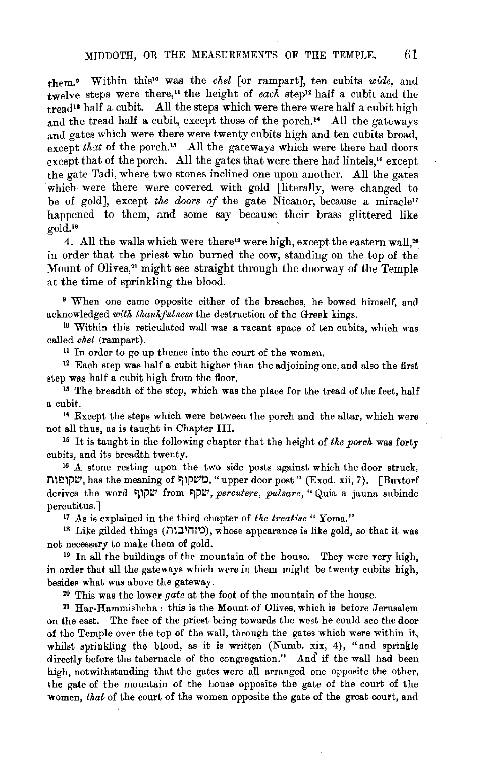them.[9] Within this[10] was the *chel* [or rampart], ten cubits *wide*, and twelve steps were there,[11] the height of *each* step[12] half a cubit and the tread[13] half a cubit. All the steps which were there were half a cubit high and the tread half a cubit, except those of the porch.[14] All the gateways and gates which were there were twenty cubits high and ten cubits broad, except *that* of the porch.[15] All the gateways which were there had doors except that of the porch. All the gates that were there had lintels,[16] except the gate Tadi, where two stones inclined one upon another. All the gates which were there were covered with gold [literally, were changed to be of gold], except *the doors of* the gate Nicanor, because a miracle[17] happened to them, and some say because their brass glittered like gold.[18]

4. All the walls which were there[19] were high, except the eastern wall,[20] in order that the priest who burned the cow, standing on the top of the Mount of Olives,[21] might see straight through the doorway of the Temple at the time of sprinkling the blood.

---

[9] When one came opposite either of the breaches, he bowed himself, and acknowledged *with thankfulness* the destruction of the Greek kings.

[10] Within this reticulated wall was a vacant space of ten cubits, which was called *chel* (rampart).

[11] In order to go up thence into the court of the women.

[12] Each step was half a cubit higher than the adjoining one, and also the first step was half a cubit high from the floor.

[13] The breadth of the step, which was the place for the tread of the feet, half a cubit.

[14] Except the steps which were between the porch and the altar, which were not all thus, as is taught in Chapter III.

[15] It is taught in the following chapter that the height of *the porch* was forty cubits, and its breadth twenty.

[16] A stone resting upon the two side posts against which the door struck, שקופות, has the meaning of משקוף, "upper door post" (Exod. xii, 7). [Buxtorf derives the word שקוף from שקף, *percutere*, *pulsare*, "Quia a jauna subinde percutitus.]

[17] As is explained in the third chapter of *the treatise* "Yoma."

[18] Like gilded things (מוזהבות), whose appearance is like gold, so that it was not necessary to make them of gold.

[19] In all the buildings of the mountain of the house. They were very high, in order that all the gateways which were in them might be twenty cubits high, besides what was above the gateway.

[20] This was the lower *gate* at the foot of the mountain of the house.

[21] Har-Hammishcha: this is the Mount of Olives, which is before Jerusalem on the east. The face of the priest being towards the west he could see the door of the Temple over the top of the wall, through the gates which were within it, whilst sprinkling the blood, as it is written (Numb. xix, 4), "and sprinkle directly before the tabernacle of the congregation." And if the wall had been high, notwithstanding that the gates were all arranged one opposite the other, the gate of the mountain of the house opposite the gate of the court of the women, *that* of the court of the women opposite the gate of the great court, and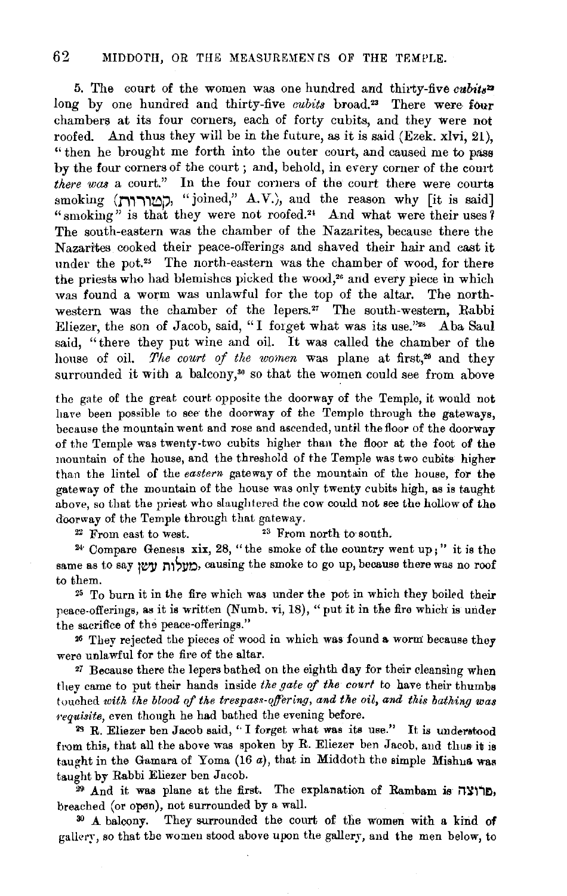5. The court of the women was one hundred and thirty-five *cubits*[22] long by one hundred and thirty-five *cubits* broad.[23] There were four chambers at its four corners, each of forty cubits, and they were not roofed. And thus they will be in the future, as it is said (Ezek. xlvi, 21), "then he brought me forth into the outer court, and caused me to pass by the four corners of the court; and, behold, in every corner of the court *there was* a court." In the four corners of the court there were courts smoking (קְטוּרוֹת, "joined," A.V.), and the reason why [it is said] "smoking" is that they were not roofed.[24] And what were their uses? The south-eastern was the chamber of the Nazarites, because there the Nazarites cooked their peace-offerings and shaved their hair and cast it under the pot.[25] The north-eastern was the chamber of wood, for there the priests who had blemishes picked the wood,[26] and every piece in which was found a worm was unlawful for the top of the altar. The north-western was the chamber of the lepers.[27] The south-western, Rabbi Eliezer, the son of Jacob, said, "I forget what was its use."[28] Aba Saul said, "there they put wine and oil. It was called the chamber of the house of oil. *The court of the women* was plane at first,[29] and they surrounded it with a balcony,[30] so that the women could see from above

the gate of the great court opposite the doorway of the Temple, it would not have been possible to see the doorway of the Temple through the gateways, because the mountain went and rose and ascended, until the floor of the doorway of the Temple was twenty-two cubits higher than the floor at the foot of the mountain of the house, and the threshold of the Temple was two cubits higher than the lintel of the *eastern* gateway of the mountain of the house, for the gateway of the mountain of the house was only twenty cubits high, as is taught above, so that the priest who slaughtered the cow could not see the hollow of the doorway of the Temple through that gateway.

[22] From east to west. [23] From north to south.

[24] Compare Genesis xix, 28, "the smoke of the country went up;" it is the same as to say מַעֲלוֹת עָשָׁן, causing the smoke to go up, because there was no roof to them.

[25] To burn it in the fire which was under the pot in which they boiled their peace-offerings, as it is written (Numb. vi, 18), "put it in the fire which is under the sacrifice of the peace-offerings."

[26] They rejected the pieces of wood in which was found a worm because they were unlawful for the fire of the altar.

[27] Because there the lepers bathed on the eighth day for their cleansing when they came to put their hands inside *the gate of the court* to have their thumbs touched *with the blood of the trespass-offering, and the oil, and this bathing was requisite,* even though he had bathed the evening before.

[28] R. Eliezer ben Jacob said, "I forget what was its use." It is understood from this, that all the above was spoken by R. Eliezer ben Jacob, and thus it is taught in the Gamara of Yoma (16 *a*), that in Middoth the simple Mishna was taught by Rabbi Eliezer ben Jacob.

[29] And it was plane at the first. The explanation of Rambam is פרוצה, breached (or open), not surrounded by a wall.

[30] A balcony. They surrounded the court of the women with a kind of gallery, so that the women stood above upon the gallery, and the men below, to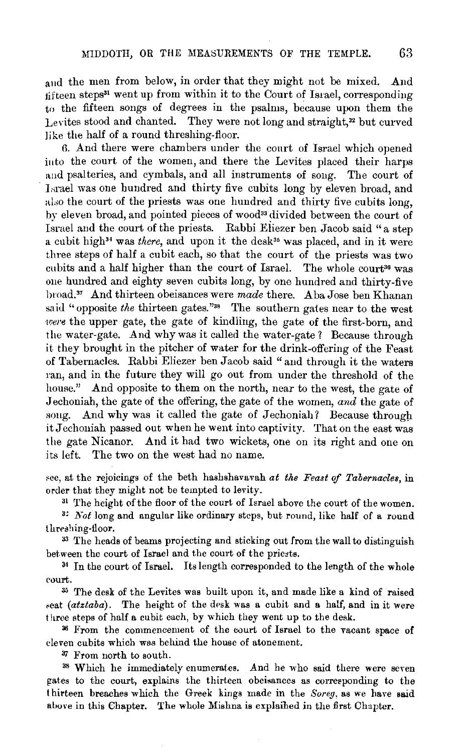and the men from below, in order that they might not be mixed. And fifteen steps[31] went up from within it to the Court of Israel, corresponding to the fifteen songs of degrees in the psalms, because upon them the Levites stood and chanted. They were not long and straight,[32] but curved like the half of a round threshing-floor.

6. And there were chambers under the court of Israel which opened into the court of the women, and there the Levites placed their harps and psalteries, and cymbals, and all instruments of song. The court of Israel was one hundred and thirty five cubits long by eleven broad, and also the court of the priests was one hundred and thirty five cubits long, by eleven broad, and pointed pieces of wood[33] divided between the court of Israel and the court of the priests. Rabbi Eliezer ben Jacob said "a step a cubit high[34] was *there*, and upon it the desk[35] was placed, and in it were three steps of half a cubit each, so that the court of the priests was two cubits and a half higher than the court of Israel. The whole court[36] was one hundred and eighty seven cubits long, by one hundred and thirty-five broad.[37] And thirteen obeisances were *made* there. Aba Jose ben Khanan said "opposite *the* thirteen gates."[38] The southern gates near to the west *were* the upper gate, the gate of kindling, the gate of the first-born, and the water-gate. And why was it called the water-gate? Because through it they brought in the pitcher of water for the drink-offering of the Feast of Tabernacles. Rabbi Eliezer ben Jacob said "and through it the waters ran, and in the future they will go out from under the threshold of the house." And opposite to them on the north, near to the west, the gate of Jechoniah, the gate of the offering, the gate of the women, *and* the gate of song. And why was it called the gate of Jechoniah? Because through it Jechoniah passed out when he went into captivity. That on the east was the gate Nicanor. And it had two wickets, one on its right and one on its left. The two on the west had no name.

see, at the rejoicings of the beth hashshavavah *at the Feast of Tabernacles*, in order that they might not be tempted to levity.

[31] The height of the floor of the court of Israel above the court of the women.

[32] *Not* long and angular like ordinary steps, but round, like half of a round threshing-floor.

[33] The heads of beams projecting and sticking out from the wall to distinguish between the court of Israel and the court of the priests.

[34] In the court of Israel. Its length corresponded to the length of the whole court.

[35] The desk of the Levites was built upon it, and made like a kind of raised seat (*atztaba*). The height of the desk was a cubit and a half, and in it were three steps of half a cubit each, by which they went up to the desk.

[36] From the commencement of the court of Israel to the vacant space of eleven cubits which was behind the house of atonement.

[37] From north to south.

[38] Which he immediately enumerates. And he who said there were seven gates to the court, explains the thirteen obeisances as corresponding to the thirteen breaches which the Greek kings made in the *Soreg*, as we have said above in this Chapter. The whole Mishna is explained in the first Chapter.